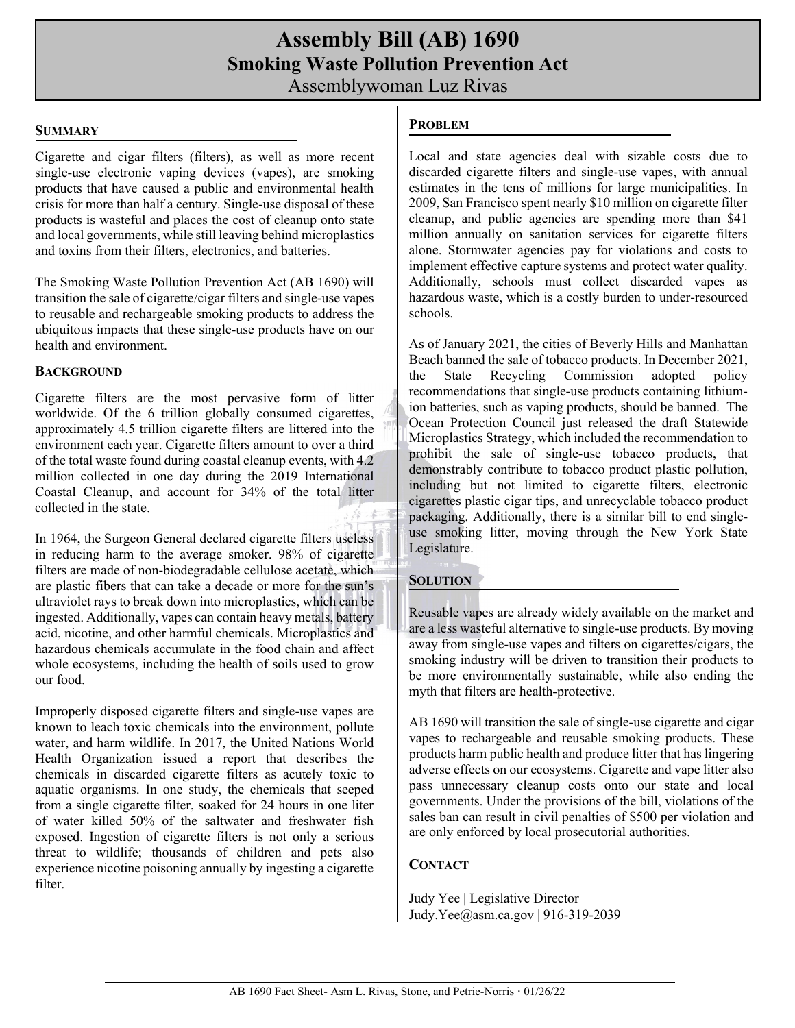# Assembly Bill (AB) 1690
## Smoking Waste Pollution Prevention Act
Assemblywoman Luz Rivas

### SUMMARY

Cigarette and cigar filters (filters), as well as more recent single-use electronic vaping devices (vapes), are smoking products that have caused a public and environmental health crisis for more than half a century. Single-use disposal of these products is wasteful and places the cost of cleanup onto state and local governments, while still leaving behind microplastics and toxins from their filters, electronics, and batteries.

The Smoking Waste Pollution Prevention Act (AB 1690) will transition the sale of cigarette/cigar filters and single-use vapes to reusable and rechargeable smoking products to address the ubiquitous impacts that these single-use products have on our health and environment.

### BACKGROUND

Cigarette filters are the most pervasive form of litter worldwide. Of the 6 trillion globally consumed cigarettes, approximately 4.5 trillion cigarette filters are littered into the environment each year. Cigarette filters amount to over a third of the total waste found during coastal cleanup events, with 4.2 million collected in one day during the 2019 International Coastal Cleanup, and account for 34% of the total litter collected in the state.

In 1964, the Surgeon General declared cigarette filters useless in reducing harm to the average smoker. 98% of cigarette filters are made of non-biodegradable cellulose acetate, which are plastic fibers that can take a decade or more for the sun's ultraviolet rays to break down into microplastics, which can be ingested. Additionally, vapes can contain heavy metals, battery acid, nicotine, and other harmful chemicals. Microplastics and hazardous chemicals accumulate in the food chain and affect whole ecosystems, including the health of soils used to grow our food.

Improperly disposed cigarette filters and single-use vapes are known to leach toxic chemicals into the environment, pollute water, and harm wildlife. In 2017, the United Nations World Health Organization issued a report that describes the chemicals in discarded cigarette filters as acutely toxic to aquatic organisms. In one study, the chemicals that seeped from a single cigarette filter, soaked for 24 hours in one liter of water killed 50% of the saltwater and freshwater fish exposed. Ingestion of cigarette filters is not only a serious threat to wildlife; thousands of children and pets also experience nicotine poisoning annually by ingesting a cigarette filter.

### PROBLEM

Local and state agencies deal with sizable costs due to discarded cigarette filters and single-use vapes, with annual estimates in the tens of millions for large municipalities. In 2009, San Francisco spent nearly $10 million on cigarette filter cleanup, and public agencies are spending more than $41 million annually on sanitation services for cigarette filters alone. Stormwater agencies pay for violations and costs to implement effective capture systems and protect water quality. Additionally, schools must collect discarded vapes as hazardous waste, which is a costly burden to under-resourced schools.

As of January 2021, the cities of Beverly Hills and Manhattan Beach banned the sale of tobacco products. In December 2021, the State Recycling Commission adopted policy recommendations that single-use products containing lithium-ion batteries, such as vaping products, should be banned. The Ocean Protection Council just released the draft Statewide Microplastics Strategy, which included the recommendation to prohibit the sale of single-use tobacco products, that demonstrably contribute to tobacco product plastic pollution, including but not limited to cigarette filters, electronic cigarettes plastic cigar tips, and unrecyclable tobacco product packaging. Additionally, there is a similar bill to end single-use smoking litter, moving through the New York State Legislature.

### SOLUTION

Reusable vapes are already widely available on the market and are a less wasteful alternative to single-use products. By moving away from single-use vapes and filters on cigarettes/cigars, the smoking industry will be driven to transition their products to be more environmentally sustainable, while also ending the myth that filters are health-protective.

AB 1690 will transition the sale of single-use cigarette and cigar vapes to rechargeable and reusable smoking products. These products harm public health and produce litter that has lingering adverse effects on our ecosystems. Cigarette and vape litter also pass unnecessary cleanup costs onto our state and local governments. Under the provisions of the bill, violations of the sales ban can result in civil penalties of $500 per violation and are only enforced by local prosecutorial authorities.

### CONTACT

Judy Yee | Legislative Director
Judy.Yee@asm.ca.gov | 916-319-2039

AB 1690 Fact Sheet- Asm L. Rivas, Stone, and Petrie-Norris · 01/26/22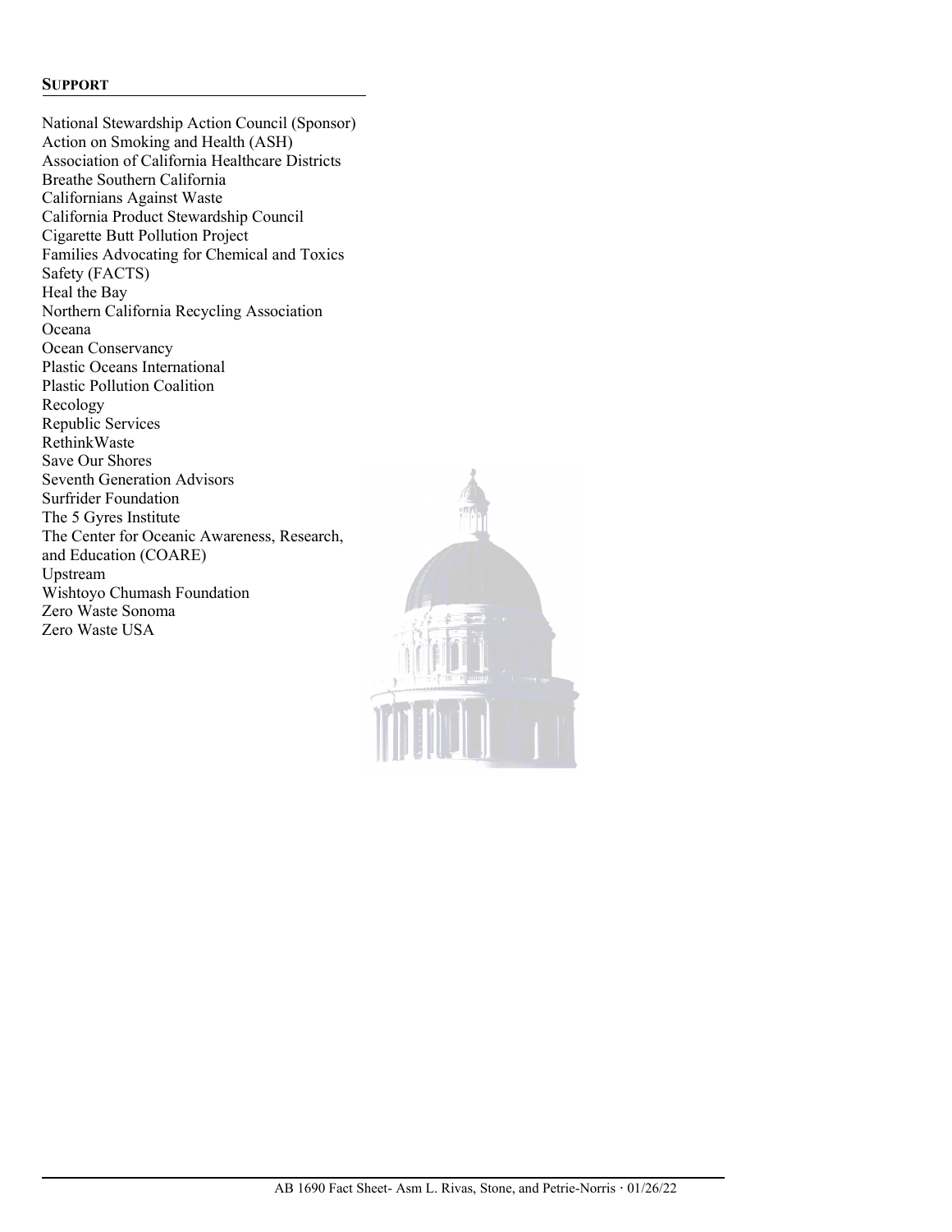## SUPPORT

National Stewardship Action Council (Sponsor)
Action on Smoking and Health (ASH)
Association of California Healthcare Districts
Breathe Southern California
Californians Against Waste
California Product Stewardship Council
Cigarette Butt Pollution Project
Families Advocating for Chemical and Toxics Safety (FACTS)
Heal the Bay
Northern California Recycling Association
Oceana
Ocean Conservancy
Plastic Oceans International
Plastic Pollution Coalition
Recology
Republic Services
RethinkWaste
Save Our Shores
Seventh Generation Advisors
Surfrider Foundation
The 5 Gyres Institute
The Center for Oceanic Awareness, Research, and Education (COARE)
Upstream
Wishtoyo Chumash Foundation
Zero Waste Sonoma
Zero Waste USA